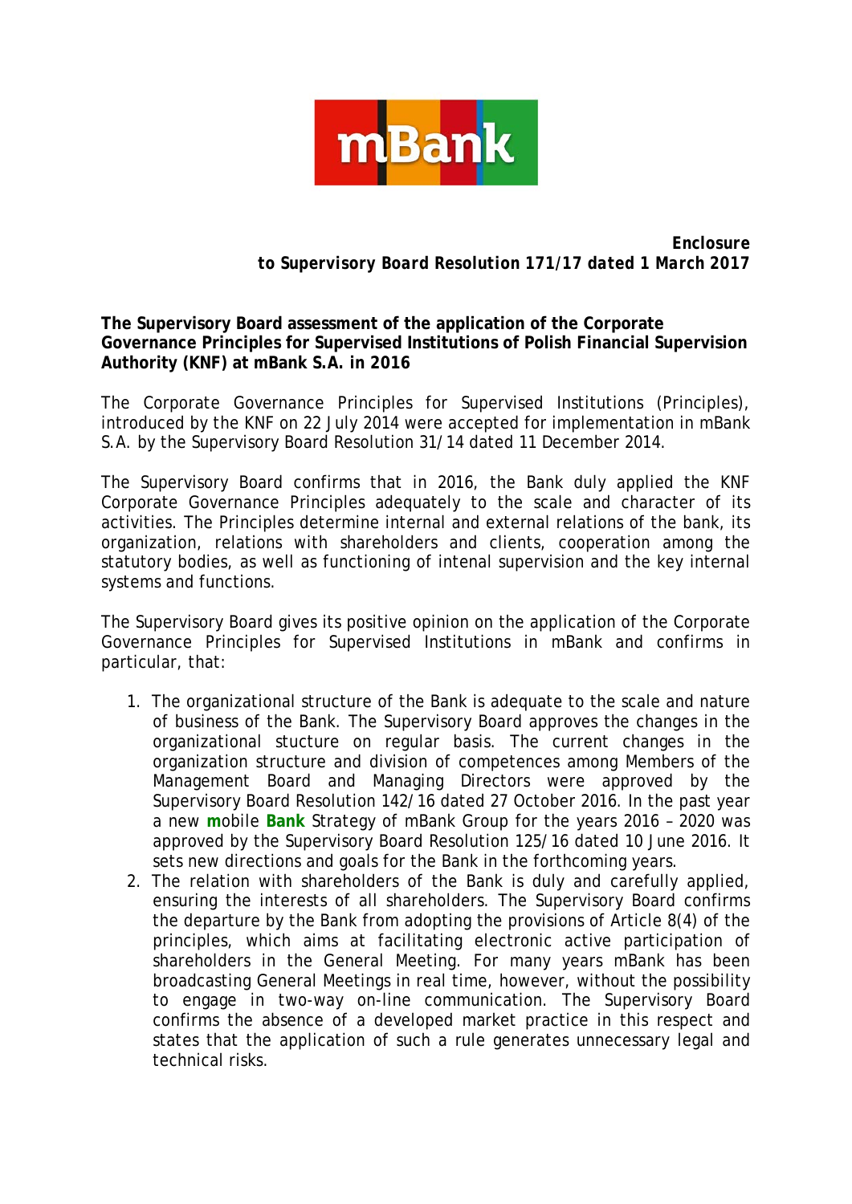**Enclosure**
***to Supervisory Board Resolution 171/17 dated 1 March 2017***

**The Supervisory Board assessment of the application of the Corporate Governance Principles for Supervised Institutions of Polish Financial Supervision Authority (KNF) at mBank S.A. in 2016**

The Corporate Governance Principles for Supervised Institutions (Principles), introduced by the KNF on 22 July 2014 were accepted for implementation in mBank S.A. by the Supervisory Board Resolution 31/14 dated 11 December 2014.

The Supervisory Board confirms that in 2016, the Bank duly applied the KNF Corporate Governance Principles adequately to the scale and character of its activities. The Principles determine internal and external relations of the bank, its organization, relations with shareholders and clients, cooperation among the statutory bodies, as well as functioning of intenal supervision and the key internal systems and functions.

The Supervisory Board gives its positive opinion on the application of the Corporate Governance Principles for Supervised Institutions in mBank and confirms in particular, that:

1. The organizational structure of the Bank is adequate to the scale and nature of business of the Bank. The Supervisory Board approves the changes in the organizational stucture on regular basis. The current changes in the organization structure and division of competences among Members of the Management Board and Managing Directors were approved by the Supervisory Board Resolution 142/16 dated 27 October 2016. In the past year a new **m**obile **Bank** Strategy of mBank Group for the years 2016 – 2020 was approved by the Supervisory Board Resolution 125/16 dated 10 June 2016. It sets new directions and goals for the Bank in the forthcoming years.
2. The relation with shareholders of the Bank is duly and carefully applied, ensuring the interests of all shareholders. The Supervisory Board confirms the departure by the Bank from adopting the provisions of Article 8(4) of the principles, which aims at facilitating electronic active participation of shareholders in the General Meeting. For many years mBank has been broadcasting General Meetings in real time, however, without the possibility to engage in two-way on-line communication. The Supervisory Board confirms the absence of a developed market practice in this respect and states that the application of such a rule generates unnecessary legal and technical risks.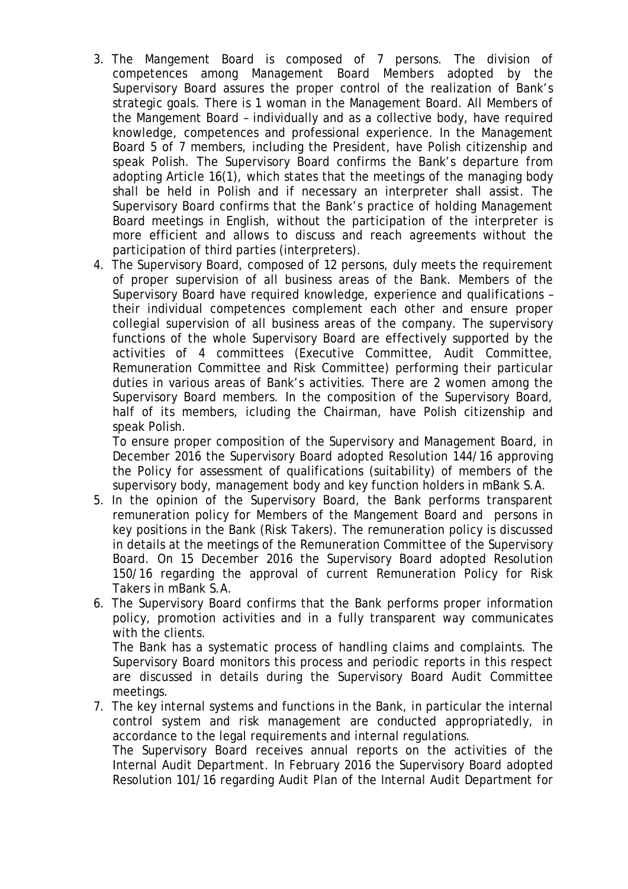3. The Mangement Board is composed of 7 persons. The division of competences among Management Board Members adopted by the Supervisory Board assures the proper control of the realization of Bank's strategic goals. There is 1 woman in the Management Board. All Members of the Mangement Board – individually and as a collective body, have required knowledge, competences and professional experience. In the Management Board 5 of 7 members, including the President, have Polish citizenship and speak Polish. The Supervisory Board confirms the Bank's departure from adopting Article 16(1), which states that the meetings of the managing body shall be held in Polish and if necessary an interpreter shall assist. The Supervisory Board confirms that the Bank's practice of holding Management Board meetings in English, without the participation of the interpreter is more efficient and allows to discuss and reach agreements without the participation of third parties (interpreters).
4. The Supervisory Board, composed of 12 persons, duly meets the requirement of proper supervision of all business areas of the Bank. Members of the Supervisory Board have required knowledge, experience and qualifications – their individual competences complement each other and ensure proper collegial supervision of all business areas of the company. The supervisory functions of the whole Supervisory Board are effectively supported by the activities of 4 committees (Executive Committee, Audit Committee, Remuneration Committee and Risk Committee) performing their particular duties in various areas of Bank's activities. There are 2 women among the Supervisory Board members. In the composition of the Supervisory Board, half of its members, icluding the Chairman, have Polish citizenship and speak Polish.

   To ensure proper composition of the Supervisory and Management Board, in December 2016 the Supervisory Board adopted Resolution 144/16 approving the Policy for assessment of qualifications (suitability) of members of the supervisory body, management body and key function holders in mBank S.A.
5. In the opinion of the Supervisory Board, the Bank performs transparent remuneration policy for Members of the Mangement Board and persons in key positions in the Bank (Risk Takers). The remuneration policy is discussed in details at the meetings of the Remuneration Committee of the Supervisory Board. On 15 December 2016 the Supervisory Board adopted Resolution 150/16 regarding the approval of current Remuneration Policy for Risk Takers in mBank S.A.
6. The Supervisory Board confirms that the Bank performs proper information policy, promotion activities and in a fully transparent way communicates with the clients.

   The Bank has a systematic process of handling claims and complaints. The Supervisory Board monitors this process and periodic reports in this respect are discussed in details during the Supervisory Board Audit Committee meetings.
7. The key internal systems and functions in the Bank, in particular the internal control system and risk management are conducted appropriatedly, in accordance to the legal requirements and internal regulations.

   The Supervisory Board receives annual reports on the activities of the Internal Audit Department. In February 2016 the Supervisory Board adopted Resolution 101/16 regarding Audit Plan of the Internal Audit Department for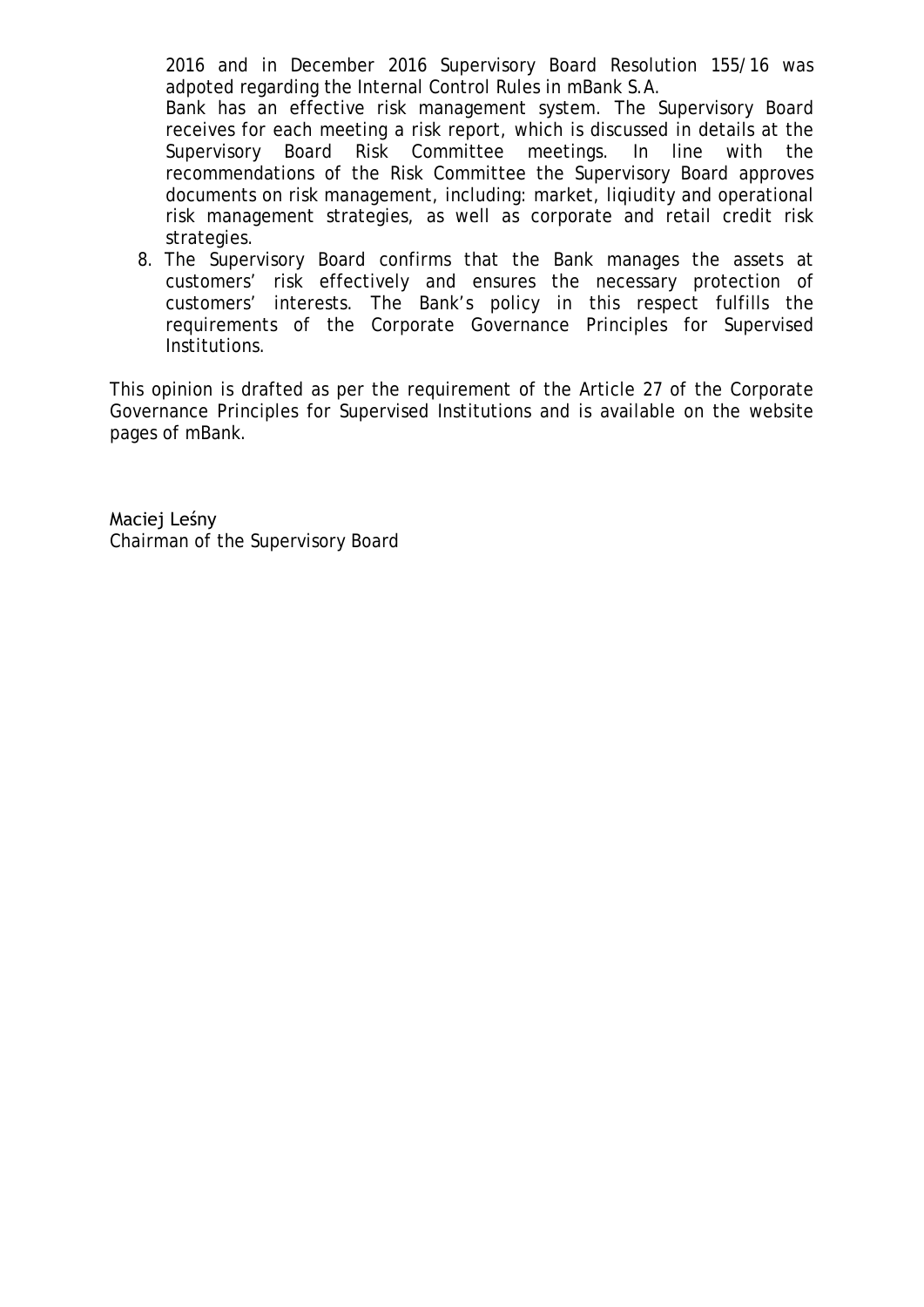2016 and in December 2016 Supervisory Board Resolution 155/16 was adpoted regarding the Internal Control Rules in mBank S.A.

Bank has an effective risk management system. The Supervisory Board receives for each meeting a risk report, which is discussed in details at the Supervisory Board Risk Committee meetings. In line with the recommendations of the Risk Committee the Supervisory Board approves documents on risk management, including: market, liqiudity and operational risk management strategies, as well as corporate and retail credit risk strategies.

8. The Supervisory Board confirms that the Bank manages the assets at customers' risk effectively and ensures the necessary protection of customers' interests. The Bank's policy in this respect fulfills the requirements of the Corporate Governance Principles for Supervised Institutions.

This opinion is drafted as per the requirement of the Article 27 of the Corporate Governance Principles for Supervised Institutions and is available on the website pages of mBank.

Maciej Leśny
Chairman of the Supervisory Board